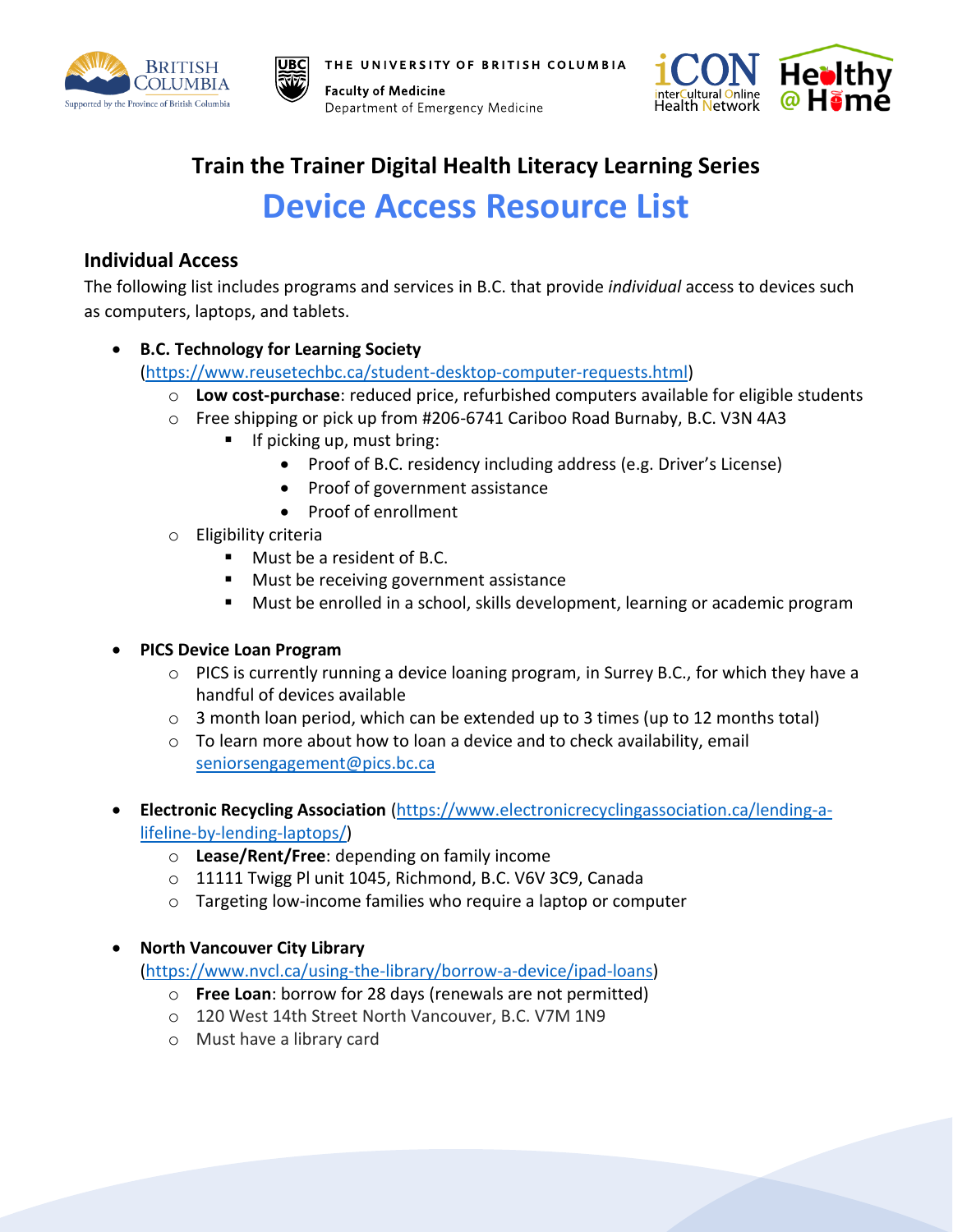# Train the Trainer Digital Health Literacy Learning Series

## Device Access Resource List

### Individual Access

The following list includes programs and services in B.C. that provide *individual* access to devices such as computers, laptops, and tablets.

- **B.C. Technology for Learning Society** (https://www.reusetechbc.ca/student-desktop-computer-requests.html)
  - **Low cost-purchase**: reduced price, refurbished computers available for eligible students
  - Free shipping or pick up from #206-6741 Cariboo Road Burnaby, B.C. V3N 4A3
    - If picking up, must bring:
      - Proof of B.C. residency including address (e.g. Driver's License)
      - Proof of government assistance
      - Proof of enrollment
  - Eligibility criteria
    - Must be a resident of B.C.
    - Must be receiving government assistance
    - Must be enrolled in a school, skills development, learning or academic program

- **PICS Device Loan Program**
  - PICS is currently running a device loaning program, in Surrey B.C., for which they have a handful of devices available
  - 3 month loan period, which can be extended up to 3 times (up to 12 months total)
  - To learn more about how to loan a device and to check availability, email seniorsengagement@pics.bc.ca

- **Electronic Recycling Association** (https://www.electronicrecyclingassociation.ca/lending-a-lifeline-by-lending-laptops/)
  - **Lease/Rent/Free**: depending on family income
  - 11111 Twigg Pl unit 1045, Richmond, B.C. V6V 3C9, Canada
  - Targeting low-income families who require a laptop or computer

- **North Vancouver City Library** (https://www.nvcl.ca/using-the-library/borrow-a-device/ipad-loans)
  - **Free Loan**: borrow for 28 days (renewals are not permitted)
  - 120 West 14th Street North Vancouver, B.C. V7M 1N9
  - Must have a library card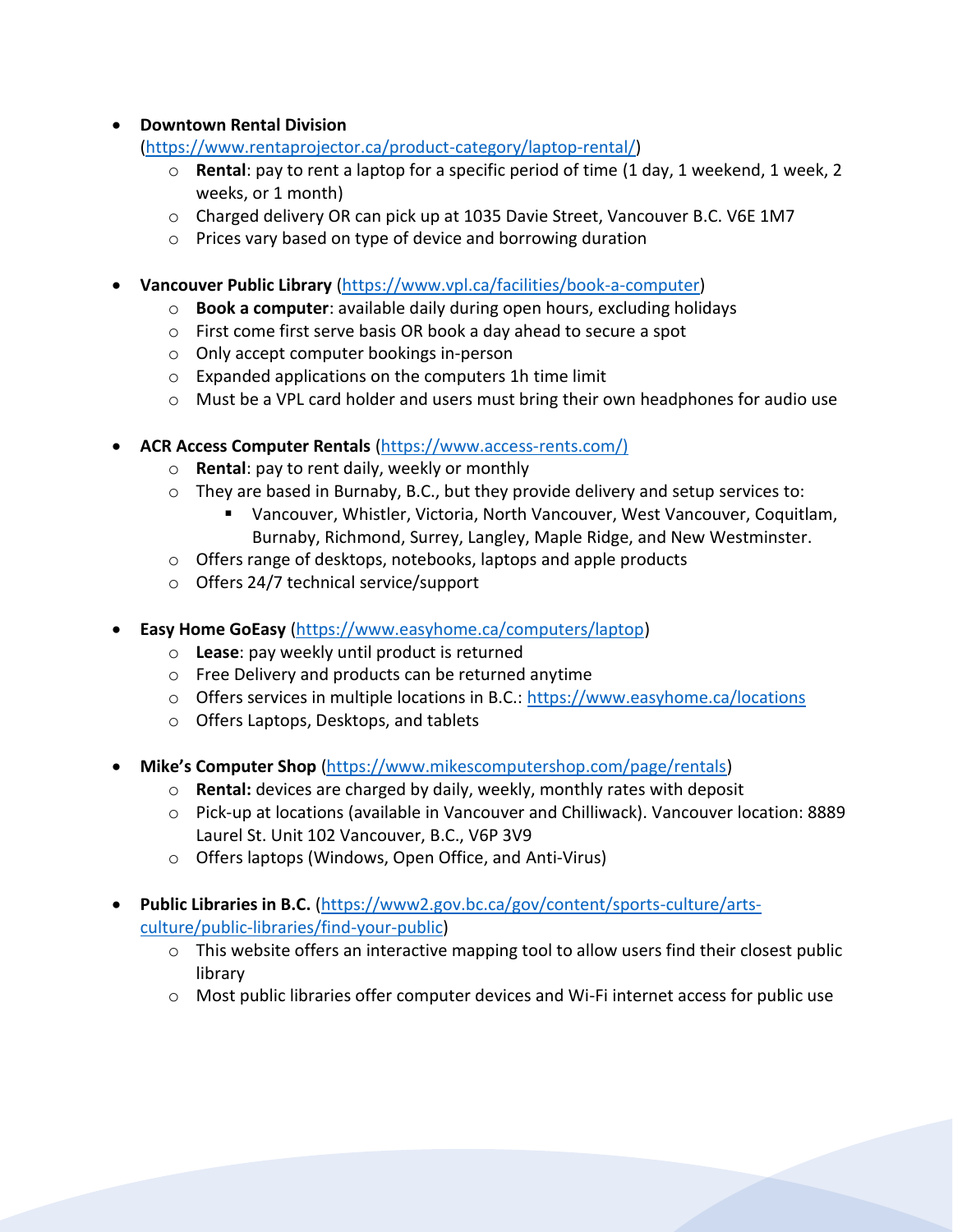- **Downtown Rental Division** (https://www.rentaprojector.ca/product-category/laptop-rental/)
  - **Rental**: pay to rent a laptop for a specific period of time (1 day, 1 weekend, 1 week, 2 weeks, or 1 month)
  - Charged delivery OR can pick up at 1035 Davie Street, Vancouver B.C. V6E 1M7
  - Prices vary based on type of device and borrowing duration

- **Vancouver Public Library** (https://www.vpl.ca/facilities/book-a-computer)
  - **Book a computer**: available daily during open hours, excluding holidays
  - First come first serve basis OR book a day ahead to secure a spot
  - Only accept computer bookings in-person
  - Expanded applications on the computers 1h time limit
  - Must be a VPL card holder and users must bring their own headphones for audio use

- **ACR Access Computer Rentals** (https://www.access-rents.com/)
  - **Rental**: pay to rent daily, weekly or monthly
  - They are based in Burnaby, B.C., but they provide delivery and setup services to:
    - Vancouver, Whistler, Victoria, North Vancouver, West Vancouver, Coquitlam, Burnaby, Richmond, Surrey, Langley, Maple Ridge, and New Westminster.
  - Offers range of desktops, notebooks, laptops and apple products
  - Offers 24/7 technical service/support

- **Easy Home GoEasy** (https://www.easyhome.ca/computers/laptop)
  - **Lease**: pay weekly until product is returned
  - Free Delivery and products can be returned anytime
  - Offers services in multiple locations in B.C.: https://www.easyhome.ca/locations
  - Offers Laptops, Desktops, and tablets

- **Mike's Computer Shop** (https://www.mikescomputershop.com/page/rentals)
  - **Rental:** devices are charged by daily, weekly, monthly rates with deposit
  - Pick-up at locations (available in Vancouver and Chilliwack). Vancouver location: 8889 Laurel St. Unit 102 Vancouver, B.C., V6P 3V9
  - Offers laptops (Windows, Open Office, and Anti-Virus)

- **Public Libraries in B.C.** (https://www2.gov.bc.ca/gov/content/sports-culture/arts-culture/public-libraries/find-your-public)
  - This website offers an interactive mapping tool to allow users find their closest public library
  - Most public libraries offer computer devices and Wi-Fi internet access for public use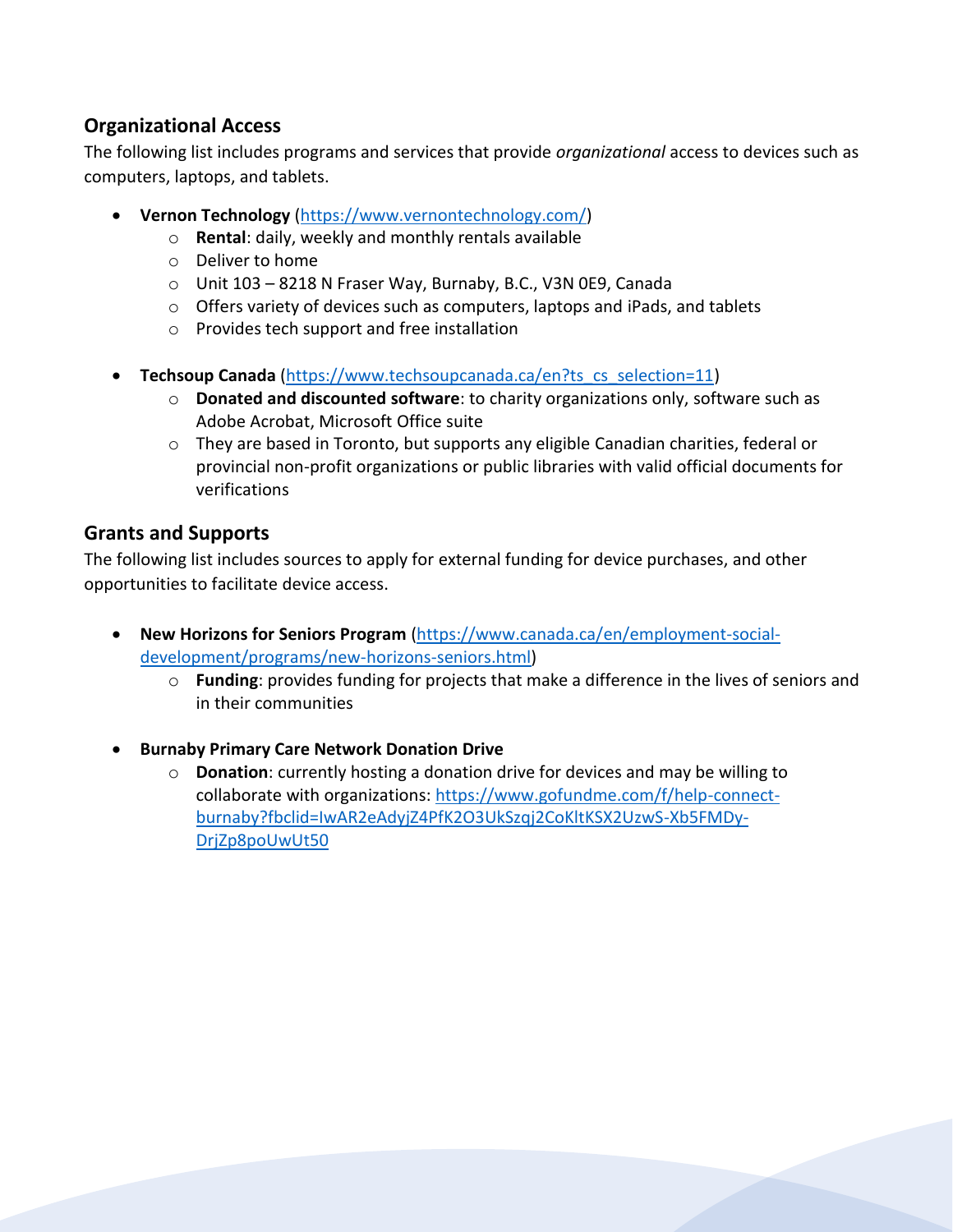## Organizational Access

The following list includes programs and services that provide *organizational* access to devices such as computers, laptops, and tablets.

- **Vernon Technology** (https://www.vernontechnology.com/)
  - **Rental**: daily, weekly and monthly rentals available
  - Deliver to home
  - Unit 103 – 8218 N Fraser Way, Burnaby, B.C., V3N 0E9, Canada
  - Offers variety of devices such as computers, laptops and iPads, and tablets
  - Provides tech support and free installation

- **Techsoup Canada** (https://www.techsoupcanada.ca/en?ts_cs_selection=11)
  - **Donated and discounted software**: to charity organizations only, software such as Adobe Acrobat, Microsoft Office suite
  - They are based in Toronto, but supports any eligible Canadian charities, federal or provincial non-profit organizations or public libraries with valid official documents for verifications

## Grants and Supports

The following list includes sources to apply for external funding for device purchases, and other opportunities to facilitate device access.

- **New Horizons for Seniors Program** (https://www.canada.ca/en/employment-social-development/programs/new-horizons-seniors.html)
  - **Funding**: provides funding for projects that make a difference in the lives of seniors and in their communities

- **Burnaby Primary Care Network Donation Drive**
  - **Donation**: currently hosting a donation drive for devices and may be willing to collaborate with organizations: https://www.gofundme.com/f/help-connect-burnaby?fbclid=IwAR2eAdyjZ4PfK2O3UkSzqj2CoKltKSX2UzwS-Xb5FMDy-DrjZp8poUwUt50